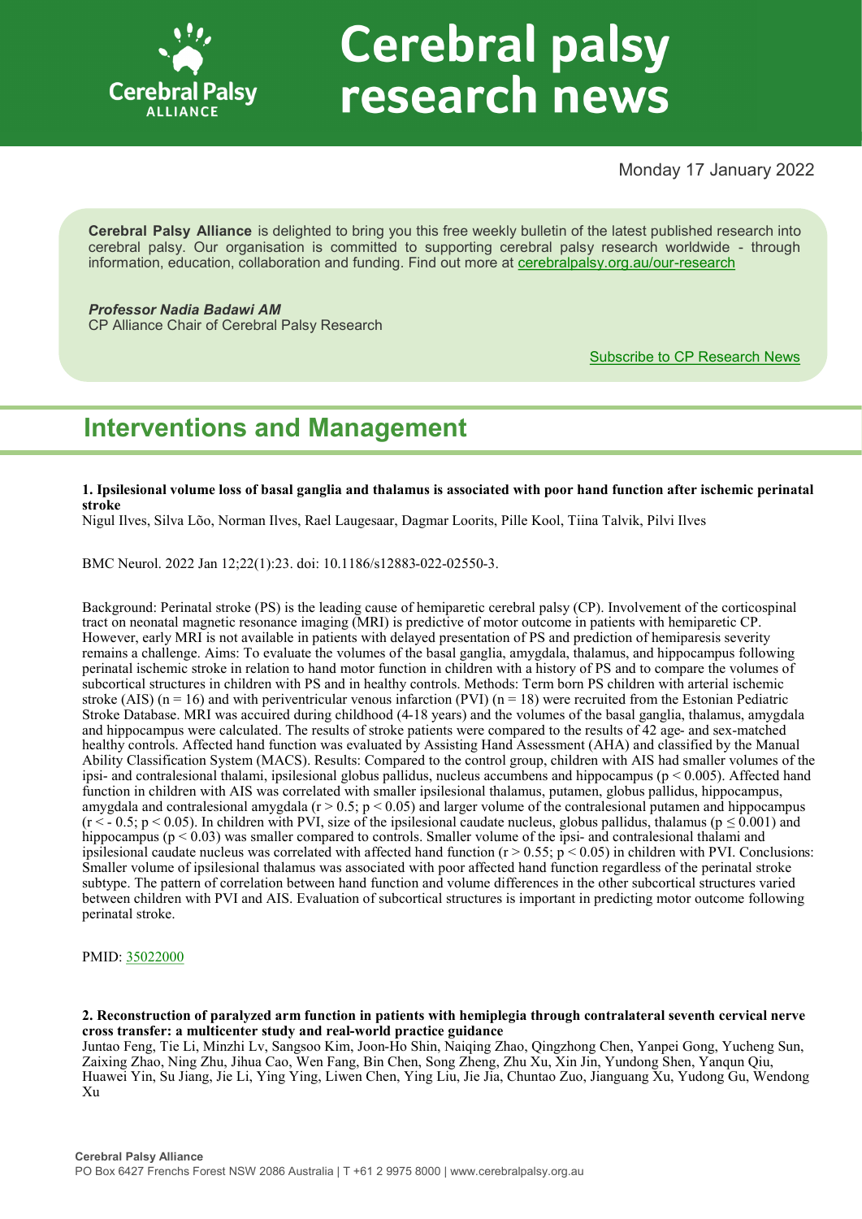# Cerebral palsy research news

Monday 17 January 2022

**Cerebral Palsy Alliance** is delighted to bring you this free weekly bulletin of the latest published research into cerebral palsy. Our organisation is committed to supporting cerebral palsy research worldwide - through information, education, collaboration and funding. Find out more at [cerebralpalsy.org.au/our-research](cerebralpalsy.org.au/our-research)

***Professor Nadia Badawi AM***
CP Alliance Chair of Cerebral Palsy Research

Subscribe to CP Research News

## Interventions and Management

**1. Ipsilesional volume loss of basal ganglia and thalamus is associated with poor hand function after ischemic perinatal stroke**

Nigul Ilves, Silva Lõo, Norman Ilves, Rael Laugesaar, Dagmar Loorits, Pille Kool, Tiina Talvik, Pilvi Ilves

BMC Neurol. 2022 Jan 12;22(1):23. doi: 10.1186/s12883-022-02550-3.

Background: Perinatal stroke (PS) is the leading cause of hemiparetic cerebral palsy (CP). Involvement of the corticospinal tract on neonatal magnetic resonance imaging (MRI) is predictive of motor outcome in patients with hemiparetic CP. However, early MRI is not available in patients with delayed presentation of PS and prediction of hemiparesis severity remains a challenge. Aims: To evaluate the volumes of the basal ganglia, amygdala, thalamus, and hippocampus following perinatal ischemic stroke in relation to hand motor function in children with a history of PS and to compare the volumes of subcortical structures in children with PS and in healthy controls. Methods: Term born PS children with arterial ischemic stroke (AIS) ($n = 16$) and with periventricular venous infarction (PVI) ($n = 18$) were recruited from the Estonian Pediatric Stroke Database. MRI was accuired during childhood (4-18 years) and the volumes of the basal ganglia, thalamus, amygdala and hippocampus were calculated. The results of stroke patients were compared to the results of 42 age- and sex-matched healthy controls. Affected hand function was evaluated by Assisting Hand Assessment (AHA) and classified by the Manual Ability Classification System (MACS). Results: Compared to the control group, children with AIS had smaller volumes of the ipsi- and contralesional thalami, ipsilesional globus pallidus, nucleus accumbens and hippocampus ($p < 0.005$). Affected hand function in children with AIS was correlated with smaller ipsilesional thalamus, putamen, globus pallidus, hippocampus, amygdala and contralesional amygdala ($r > 0.5$; $p < 0.05$) and larger volume of the contralesional putamen and hippocampus ($r < -0.5$; $p < 0.05$). In children with PVI, size of the ipsilesional caudate nucleus, globus pallidus, thalamus ($p \leq 0.001$) and hippocampus ($p < 0.03$) was smaller compared to controls. Smaller volume of the ipsi- and contralesional thalami and ipsilesional caudate nucleus was correlated with affected hand function ($r > 0.55$; $p < 0.05$) in children with PVI. Conclusions: Smaller volume of ipsilesional thalamus was associated with poor affected hand function regardless of the perinatal stroke subtype. The pattern of correlation between hand function and volume differences in the other subcortical structures varied between children with PVI and AIS. Evaluation of subcortical structures is important in predicting motor outcome following perinatal stroke.

PMID: [35022000](35022000)

**2. Reconstruction of paralyzed arm function in patients with hemiplegia through contralateral seventh cervical nerve cross transfer: a multicenter study and real-world practice guidance**

Juntao Feng, Tie Li, Minzhi Lv, Sangsoo Kim, Joon-Ho Shin, Naiqing Zhao, Qingzhong Chen, Yanpei Gong, Yucheng Sun, Zaixing Zhao, Ning Zhu, Jihua Cao, Wen Fang, Bin Chen, Song Zheng, Zhu Xu, Xin Jin, Yundong Shen, Yanqun Qiu, Huawei Yin, Su Jiang, Jie Li, Ying Ying, Liwen Chen, Ying Liu, Jie Jia, Chuntao Zuo, Jianguang Xu, Yudong Gu, Wendong Xu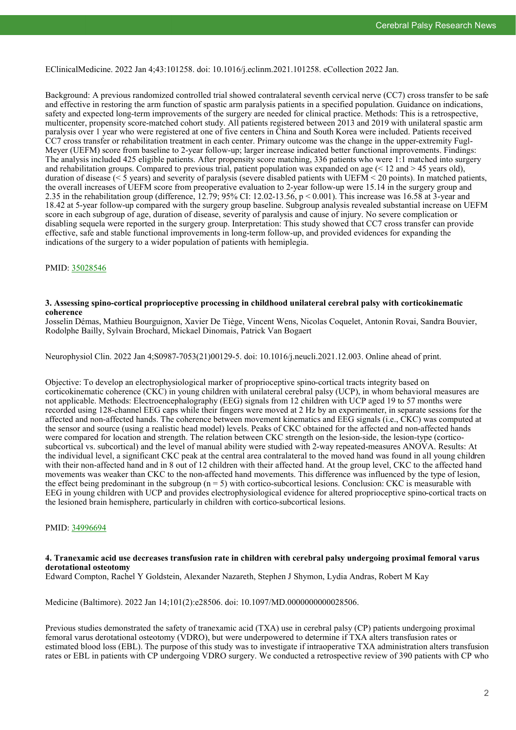EClinicalMedicine. 2022 Jan 4;43:101258. doi: 10.1016/j.eclinm.2021.101258. eCollection 2022 Jan.

Background: A previous randomized controlled trial showed contralateral seventh cervical nerve (CC7) cross transfer to be safe and effective in restoring the arm function of spastic arm paralysis patients in a specified population. Guidance on indications, safety and expected long-term improvements of the surgery are needed for clinical practice. Methods: This is a retrospective, multicenter, propensity score-matched cohort study. All patients registered between 2013 and 2019 with unilateral spastic arm paralysis over 1 year who were registered at one of five centers in China and South Korea were included. Patients received CC7 cross transfer or rehabilitation treatment in each center. Primary outcome was the change in the upper-extremity Fugl-Meyer (UEFM) score from baseline to 2-year follow-up; larger increase indicated better functional improvements. Findings: The analysis included 425 eligible patients. After propensity score matching, 336 patients who were 1:1 matched into surgery and rehabilitation groups. Compared to previous trial, patient population was expanded on age (< 12 and > 45 years old), duration of disease (< 5 years) and severity of paralysis (severe disabled patients with UEFM < 20 points). In matched patients, the overall increases of UEFM score from preoperative evaluation to 2-year follow-up were 15.14 in the surgery group and 2.35 in the rehabilitation group (difference, 12.79; 95% CI: 12.02-13.56, $p < 0.001$). This increase was 16.58 at 3-year and 18.42 at 5-year follow-up compared with the surgery group baseline. Subgroup analysis revealed substantial increase on UEFM score in each subgroup of age, duration of disease, severity of paralysis and cause of injury. No severe complication or disabling sequela were reported in the surgery group. Interpretation: This study showed that CC7 cross transfer can provide effective, safe and stable functional improvements in long-term follow-up, and provided evidences for expanding the indications of the surgery to a wider population of patients with hemiplegia.

PMID: 35028546

### 3. Assessing spino-cortical proprioceptive processing in childhood unilateral cerebral palsy with corticokinematic coherence

Josselin Démas, Mathieu Bourguignon, Xavier De Tiège, Vincent Wens, Nicolas Coquelet, Antonin Rovai, Sandra Bouvier, Rodolphe Bailly, Sylvain Brochard, Mickael Dinomais, Patrick Van Bogaert

Neurophysiol Clin. 2022 Jan 4;S0987-7053(21)00129-5. doi: 10.1016/j.neucli.2021.12.003. Online ahead of print.

Objective: To develop an electrophysiological marker of proprioceptive spino-cortical tracts integrity based on corticokinematic coherence (CKC) in young children with unilateral cerebral palsy (UCP), in whom behavioral measures are not applicable. Methods: Electroencephalography (EEG) signals from 12 children with UCP aged 19 to 57 months were recorded using 128-channel EEG caps while their fingers were moved at 2 Hz by an experimenter, in separate sessions for the affected and non-affected hands. The coherence between movement kinematics and EEG signals (i.e., CKC) was computed at the sensor and source (using a realistic head model) levels. Peaks of CKC obtained for the affected and non-affected hands were compared for location and strength. The relation between CKC strength on the lesion-side, the lesion-type (cortico-subcortical vs. subcortical) and the level of manual ability were studied with 2-way repeated-measures ANOVA. Results: At the individual level, a significant CKC peak at the central area contralateral to the moved hand was found in all young children with their non-affected hand and in 8 out of 12 children with their affected hand. At the group level, CKC to the affected hand movements was weaker than CKC to the non-affected hand movements. This difference was influenced by the type of lesion, the effect being predominant in the subgroup ($n = 5$) with cortico-subcortical lesions. Conclusion: CKC is measurable with EEG in young children with UCP and provides electrophysiological evidence for altered proprioceptive spino-cortical tracts on the lesioned brain hemisphere, particularly in children with cortico-subcortical lesions.

PMID: 34996694

### 4. Tranexamic acid use decreases transfusion rate in children with cerebral palsy undergoing proximal femoral varus derotational osteotomy

Edward Compton, Rachel Y Goldstein, Alexander Nazareth, Stephen J Shymon, Lydia Andras, Robert M Kay

Medicine (Baltimore). 2022 Jan 14;101(2):e28506. doi: 10.1097/MD.0000000000028506.

Previous studies demonstrated the safety of tranexamic acid (TXA) use in cerebral palsy (CP) patients undergoing proximal femoral varus derotational osteotomy (VDRO), but were underpowered to determine if TXA alters transfusion rates or estimated blood loss (EBL). The purpose of this study was to investigate if intraoperative TXA administration alters transfusion rates or EBL in patients with CP undergoing VDRO surgery. We conducted a retrospective review of 390 patients with CP who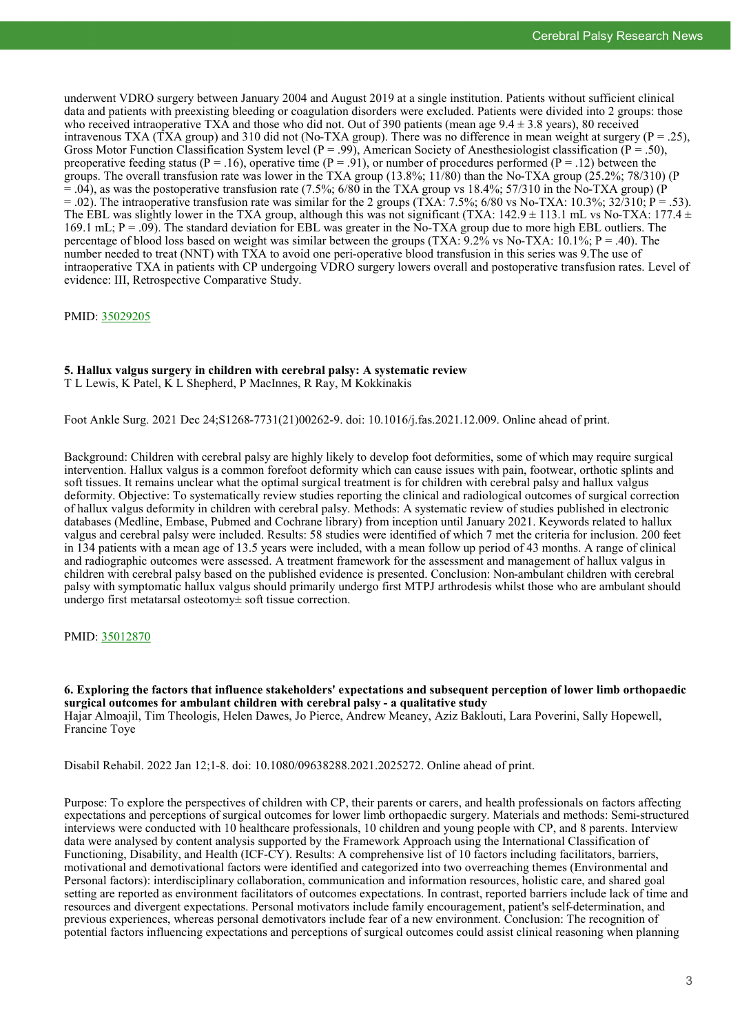underwent VDRO surgery between January 2004 and August 2019 at a single institution. Patients without sufficient clinical data and patients with preexisting bleeding or coagulation disorders were excluded. Patients were divided into 2 groups: those who received intraoperative TXA and those who did not. Out of 390 patients (mean age 9.4 ± 3.8 years), 80 received intravenous TXA (TXA group) and 310 did not (No-TXA group). There was no difference in mean weight at surgery (P = .25), Gross Motor Function Classification System level (P = .99), American Society of Anesthesiologist classification (P = .50), preoperative feeding status (P = .16), operative time (P = .91), or number of procedures performed (P = .12) between the groups. The overall transfusion rate was lower in the TXA group (13.8%; 11/80) than the No-TXA group (25.2%; 78/310) (P = .04), as was the postoperative transfusion rate (7.5%; 6/80 in the TXA group vs 18.4%; 57/310 in the No-TXA group) (P = .02). The intraoperative transfusion rate was similar for the 2 groups (TXA: 7.5%; 6/80 vs No-TXA: 10.3%; 32/310; P = .53). The EBL was slightly lower in the TXA group, although this was not significant (TXA: 142.9 ± 113.1 mL vs No-TXA: 177.4 ± 169.1 mL; P = .09). The standard deviation for EBL was greater in the No-TXA group due to more high EBL outliers. The percentage of blood loss based on weight was similar between the groups (TXA: 9.2% vs No-TXA: 10.1%; P = .40). The number needed to treat (NNT) with TXA to avoid one peri-operative blood transfusion in this series was 9.The use of intraoperative TXA in patients with CP undergoing VDRO surgery lowers overall and postoperative transfusion rates. Level of evidence: III, Retrospective Comparative Study.

PMID: 35029205

**5. Hallux valgus surgery in children with cerebral palsy: A systematic review**
T L Lewis, K Patel, K L Shepherd, P MacInnes, R Ray, M Kokkinakis

Foot Ankle Surg. 2021 Dec 24;S1268-7731(21)00262-9. doi: 10.1016/j.fas.2021.12.009. Online ahead of print.

Background: Children with cerebral palsy are highly likely to develop foot deformities, some of which may require surgical intervention. Hallux valgus is a common forefoot deformity which can cause issues with pain, footwear, orthotic splints and soft tissues. It remains unclear what the optimal surgical treatment is for children with cerebral palsy and hallux valgus deformity. Objective: To systematically review studies reporting the clinical and radiological outcomes of surgical correction of hallux valgus deformity in children with cerebral palsy. Methods: A systematic review of studies published in electronic databases (Medline, Embase, Pubmed and Cochrane library) from inception until January 2021. Keywords related to hallux valgus and cerebral palsy were included. Results: 58 studies were identified of which 7 met the criteria for inclusion. 200 feet in 134 patients with a mean age of 13.5 years were included, with a mean follow up period of 43 months. A range of clinical and radiographic outcomes were assessed. A treatment framework for the assessment and management of hallux valgus in children with cerebral palsy based on the published evidence is presented. Conclusion: Non-ambulant children with cerebral palsy with symptomatic hallux valgus should primarily undergo first MTPJ arthrodesis whilst those who are ambulant should undergo first metatarsal osteotomy± soft tissue correction.

PMID: 35012870

**6. Exploring the factors that influence stakeholders' expectations and subsequent perception of lower limb orthopaedic surgical outcomes for ambulant children with cerebral palsy - a qualitative study**
Hajar Almoajil, Tim Theologis, Helen Dawes, Jo Pierce, Andrew Meaney, Aziz Baklouti, Lara Poverini, Sally Hopewell, Francine Toye

Disabil Rehabil. 2022 Jan 12;1-8. doi: 10.1080/09638288.2021.2025272. Online ahead of print.

Purpose: To explore the perspectives of children with CP, their parents or carers, and health professionals on factors affecting expectations and perceptions of surgical outcomes for lower limb orthopaedic surgery. Materials and methods: Semi-structured interviews were conducted with 10 healthcare professionals, 10 children and young people with CP, and 8 parents. Interview data were analysed by content analysis supported by the Framework Approach using the International Classification of Functioning, Disability, and Health (ICF-CY). Results: A comprehensive list of 10 factors including facilitators, barriers, motivational and demotivational factors were identified and categorized into two overreaching themes (Environmental and Personal factors): interdisciplinary collaboration, communication and information resources, holistic care, and shared goal setting are reported as environment facilitators of outcomes expectations. In contrast, reported barriers include lack of time and resources and divergent expectations. Personal motivators include family encouragement, patient's self-determination, and previous experiences, whereas personal demotivators include fear of a new environment. Conclusion: The recognition of potential factors influencing expectations and perceptions of surgical outcomes could assist clinical reasoning when planning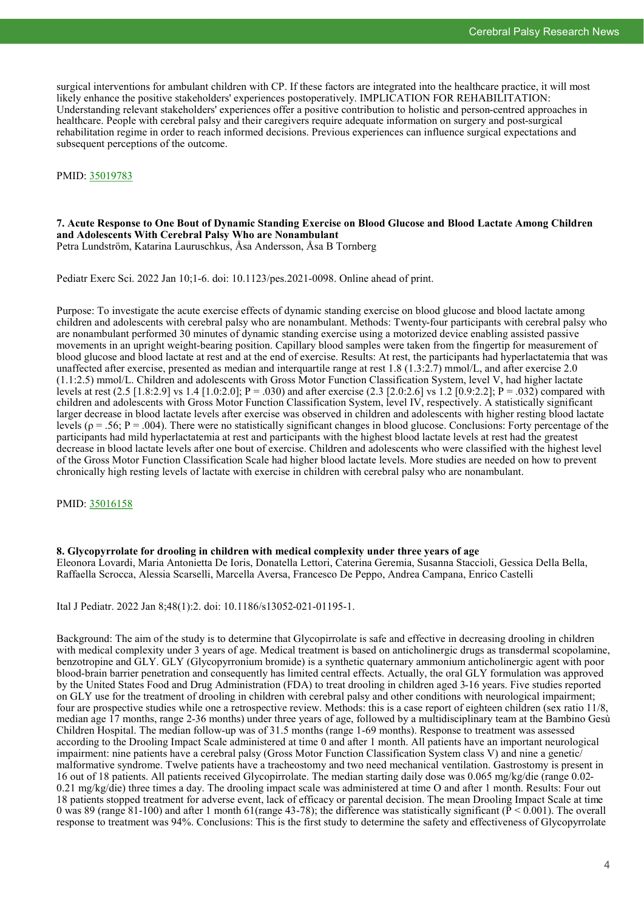surgical interventions for ambulant children with CP. If these factors are integrated into the healthcare practice, it will most likely enhance the positive stakeholders' experiences postoperatively. IMPLICATION FOR REHABILITATION: Understanding relevant stakeholders' experiences offer a positive contribution to holistic and person-centred approaches in healthcare. People with cerebral palsy and their caregivers require adequate information on surgery and post-surgical rehabilitation regime in order to reach informed decisions. Previous experiences can influence surgical expectations and subsequent perceptions of the outcome.

PMID: 35019783

### 7. Acute Response to One Bout of Dynamic Standing Exercise on Blood Glucose and Blood Lactate Among Children and Adolescents With Cerebral Palsy Who are Nonambulant

Petra Lundström, Katarina Lauruschkus, Åsa Andersson, Åsa B Tornberg

Pediatr Exerc Sci. 2022 Jan 10;1-6. doi: 10.1123/pes.2021-0098. Online ahead of print.

Purpose: To investigate the acute exercise effects of dynamic standing exercise on blood glucose and blood lactate among children and adolescents with cerebral palsy who are nonambulant. Methods: Twenty-four participants with cerebral palsy who are nonambulant performed 30 minutes of dynamic standing exercise using a motorized device enabling assisted passive movements in an upright weight-bearing position. Capillary blood samples were taken from the fingertip for measurement of blood glucose and blood lactate at rest and at the end of exercise. Results: At rest, the participants had hyperlactatemia that was unaffected after exercise, presented as median and interquartile range at rest 1.8 (1.3:2.7) mmol/L, and after exercise 2.0 (1.1:2.5) mmol/L. Children and adolescents with Gross Motor Function Classification System, level V, had higher lactate levels at rest (2.5 [1.8:2.9] vs 1.4 [1.0:2.0]; $P = .030$) and after exercise (2.3 [2.0:2.6] vs 1.2 [0.9:2.2]; $P = .032$) compared with children and adolescents with Gross Motor Function Classification System, level IV, respectively. A statistically significant larger decrease in blood lactate levels after exercise was observed in children and adolescents with higher resting blood lactate levels ($\rho = .56$; $P = .004$). There were no statistically significant changes in blood glucose. Conclusions: Forty percentage of the participants had mild hyperlactatemia at rest and participants with the highest blood lactate levels at rest had the greatest decrease in blood lactate levels after one bout of exercise. Children and adolescents who were classified with the highest level of the Gross Motor Function Classification Scale had higher blood lactate levels. More studies are needed on how to prevent chronically high resting levels of lactate with exercise in children with cerebral palsy who are nonambulant.

PMID: 35016158

### 8. Glycopyrrolate for drooling in children with medical complexity under three years of age

Eleonora Lovardi, Maria Antonietta De Ioris, Donatella Lettori, Caterina Geremia, Susanna Staccioli, Gessica Della Bella, Raffaella Scrocca, Alessia Scarselli, Marcella Aversa, Francesco De Peppo, Andrea Campana, Enrico Castelli

Ital J Pediatr. 2022 Jan 8;48(1):2. doi: 10.1186/s13052-021-01195-1.

Background: The aim of the study is to determine that Glycopirrolate is safe and effective in decreasing drooling in children with medical complexity under 3 years of age. Medical treatment is based on anticholinergic drugs as transdermal scopolamine, benzotropine and GLY. GLY (Glycopyrronium bromide) is a synthetic quaternary ammonium anticholinergic agent with poor blood-brain barrier penetration and consequently has limited central effects. Actually, the oral GLY formulation was approved by the United States Food and Drug Administration (FDA) to treat drooling in children aged 3-16 years. Five studies reported on GLY use for the treatment of drooling in children with cerebral palsy and other conditions with neurological impairment; four are prospective studies while one a retrospective review. Methods: this is a case report of eighteen children (sex ratio 11/8, median age 17 months, range 2-36 months) under three years of age, followed by a multidisciplinary team at the Bambino Gesù Children Hospital. The median follow-up was of 31.5 months (range 1-69 months). Response to treatment was assessed according to the Drooling Impact Scale administered at time 0 and after 1 month. All patients have an important neurological impairment: nine patients have a cerebral palsy (Gross Motor Function Classification System class V) and nine a genetic/malformative syndrome. Twelve patients have a tracheostomy and two need mechanical ventilation. Gastrostomy is present in 16 out of 18 patients. All patients received Glycopirrolate. The median starting daily dose was 0.065 mg/kg/die (range 0.02-0.21 mg/kg/die) three times a day. The drooling impact scale was administered at time O and after 1 month. Results: Four out 18 patients stopped treatment for adverse event, lack of efficacy or parental decision. The mean Drooling Impact Scale at time 0 was 89 (range 81-100) and after 1 month 61(range 43-78); the difference was statistically significant ($P < 0.001$). The overall response to treatment was 94%. Conclusions: This is the first study to determine the safety and effectiveness of Glycopyrrolate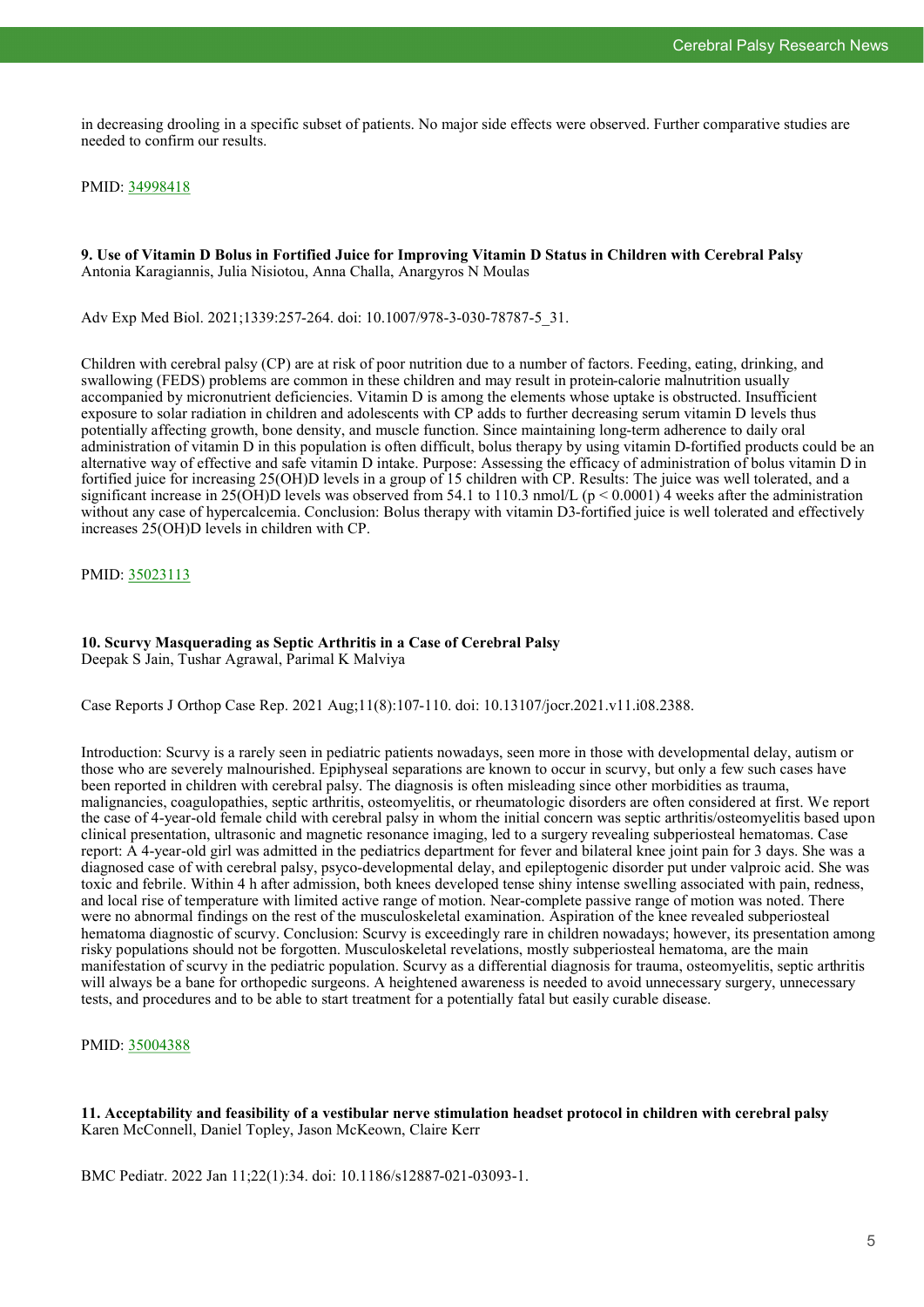in decreasing drooling in a specific subset of patients. No major side effects were observed. Further comparative studies are needed to confirm our results.

PMID: [34998418](34998418)

**9. Use of Vitamin D Bolus in Fortified Juice for Improving Vitamin D Status in Children with Cerebral Palsy**
Antonia Karagiannis, Julia Nisiotou, Anna Challa, Anargyros N Moulas

Adv Exp Med Biol. 2021;1339:257-264. doi: 10.1007/978-3-030-78787-5_31.

Children with cerebral palsy (CP) are at risk of poor nutrition due to a number of factors. Feeding, eating, drinking, and swallowing (FEDS) problems are common in these children and may result in protein-calorie malnutrition usually accompanied by micronutrient deficiencies. Vitamin D is among the elements whose uptake is obstructed. Insufficient exposure to solar radiation in children and adolescents with CP adds to further decreasing serum vitamin D levels thus potentially affecting growth, bone density, and muscle function. Since maintaining long-term adherence to daily oral administration of vitamin D in this population is often difficult, bolus therapy by using vitamin D-fortified products could be an alternative way of effective and safe vitamin D intake. Purpose: Assessing the efficacy of administration of bolus vitamin D in fortified juice for increasing 25(OH)D levels in a group of 15 children with CP. Results: The juice was well tolerated, and a significant increase in 25(OH)D levels was observed from 54.1 to 110.3 nmol/L ($p < 0.0001$) 4 weeks after the administration without any case of hypercalcemia. Conclusion: Bolus therapy with vitamin D3-fortified juice is well tolerated and effectively increases 25(OH)D levels in children with CP.

PMID: [35023113](35023113)

**10. Scurvy Masquerading as Septic Arthritis in a Case of Cerebral Palsy**
Deepak S Jain, Tushar Agrawal, Parimal K Malviya

Case Reports J Orthop Case Rep. 2021 Aug;11(8):107-110. doi: 10.13107/jocr.2021.v11.i08.2388.

Introduction: Scurvy is a rarely seen in pediatric patients nowadays, seen more in those with developmental delay, autism or those who are severely malnourished. Epiphyseal separations are known to occur in scurvy, but only a few such cases have been reported in children with cerebral palsy. The diagnosis is often misleading since other morbidities as trauma, malignancies, coagulopathies, septic arthritis, osteomyelitis, or rheumatologic disorders are often considered at first. We report the case of 4-year-old female child with cerebral palsy in whom the initial concern was septic arthritis/osteomyelitis based upon clinical presentation, ultrasonic and magnetic resonance imaging, led to a surgery revealing subperiosteal hematomas. Case report: A 4-year-old girl was admitted in the pediatrics department for fever and bilateral knee joint pain for 3 days. She was a diagnosed case of with cerebral palsy, psyco-developmental delay, and epileptogenic disorder put under valproic acid. She was toxic and febrile. Within 4 h after admission, both knees developed tense shiny intense swelling associated with pain, redness, and local rise of temperature with limited active range of motion. Near-complete passive range of motion was noted. There were no abnormal findings on the rest of the musculoskeletal examination. Aspiration of the knee revealed subperiosteal hematoma diagnostic of scurvy. Conclusion: Scurvy is exceedingly rare in children nowadays; however, its presentation among risky populations should not be forgotten. Musculoskeletal revelations, mostly subperiosteal hematoma, are the main manifestation of scurvy in the pediatric population. Scurvy as a differential diagnosis for trauma, osteomyelitis, septic arthritis will always be a bane for orthopedic surgeons. A heightened awareness is needed to avoid unnecessary surgery, unnecessary tests, and procedures and to be able to start treatment for a potentially fatal but easily curable disease.

PMID: [35004388](35004388)

**11. Acceptability and feasibility of a vestibular nerve stimulation headset protocol in children with cerebral palsy**
Karen McConnell, Daniel Topley, Jason McKeown, Claire Kerr

BMC Pediatr. 2022 Jan 11;22(1):34. doi: 10.1186/s12887-021-03093-1.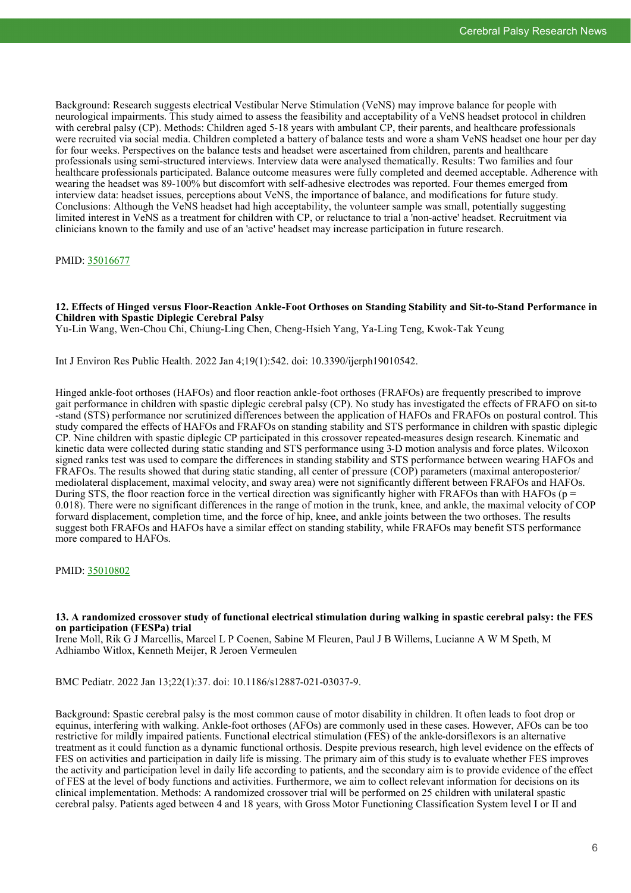Background: Research suggests electrical Vestibular Nerve Stimulation (VeNS) may improve balance for people with neurological impairments. This study aimed to assess the feasibility and acceptability of a VeNS headset protocol in children with cerebral palsy (CP). Methods: Children aged 5-18 years with ambulant CP, their parents, and healthcare professionals were recruited via social media. Children completed a battery of balance tests and wore a sham VeNS headset one hour per day for four weeks. Perspectives on the balance tests and headset were ascertained from children, parents and healthcare professionals using semi-structured interviews. Interview data were analysed thematically. Results: Two families and four healthcare professionals participated. Balance outcome measures were fully completed and deemed acceptable. Adherence with wearing the headset was 89-100% but discomfort with self-adhesive electrodes was reported. Four themes emerged from interview data: headset issues, perceptions about VeNS, the importance of balance, and modifications for future study. Conclusions: Although the VeNS headset had high acceptability, the volunteer sample was small, potentially suggesting limited interest in VeNS as a treatment for children with CP, or reluctance to trial a 'non-active' headset. Recruitment via clinicians known to the family and use of an 'active' headset may increase participation in future research.

PMID: 35016677

### 12. Effects of Hinged versus Floor-Reaction Ankle-Foot Orthoses on Standing Stability and Sit-to-Stand Performance in Children with Spastic Diplegic Cerebral Palsy

Yu-Lin Wang, Wen-Chou Chi, Chiung-Ling Chen, Cheng-Hsieh Yang, Ya-Ling Teng, Kwok-Tak Yeung

Int J Environ Res Public Health. 2022 Jan 4;19(1):542. doi: 10.3390/ijerph19010542.

Hinged ankle-foot orthoses (HAFOs) and floor reaction ankle-foot orthoses (FRAFOs) are frequently prescribed to improve gait performance in children with spastic diplegic cerebral palsy (CP). No study has investigated the effects of FRAFO on sit-to -stand (STS) performance nor scrutinized differences between the application of HAFOs and FRAFOs on postural control. This study compared the effects of HAFOs and FRAFOs on standing stability and STS performance in children with spastic diplegic CP. Nine children with spastic diplegic CP participated in this crossover repeated-measures design research. Kinematic and kinetic data were collected during static standing and STS performance using 3-D motion analysis and force plates. Wilcoxon signed ranks test was used to compare the differences in standing stability and STS performance between wearing HAFOs and FRAFOs. The results showed that during static standing, all center of pressure (COP) parameters (maximal anteroposterior/mediolateral displacement, maximal velocity, and sway area) were not significantly different between FRAFOs and HAFOs. During STS, the floor reaction force in the vertical direction was significantly higher with FRAFOs than with HAFOs ($p = 0.018$). There were no significant differences in the range of motion in the trunk, knee, and ankle, the maximal velocity of COP forward displacement, completion time, and the force of hip, knee, and ankle joints between the two orthoses. The results suggest both FRAFOs and HAFOs have a similar effect on standing stability, while FRAFOs may benefit STS performance more compared to HAFOs.

PMID: 35010802

### 13. A randomized crossover study of functional electrical stimulation during walking in spastic cerebral palsy: the FES on participation (FESPa) trial

Irene Moll, Rik G J Marcellis, Marcel L P Coenen, Sabine M Fleuren, Paul J B Willems, Lucianne A W M Speth, M Adhiambo Witlox, Kenneth Meijer, R Jeroen Vermeulen

BMC Pediatr. 2022 Jan 13;22(1):37. doi: 10.1186/s12887-021-03037-9.

Background: Spastic cerebral palsy is the most common cause of motor disability in children. It often leads to foot drop or equinus, interfering with walking. Ankle-foot orthoses (AFOs) are commonly used in these cases. However, AFOs can be too restrictive for mildly impaired patients. Functional electrical stimulation (FES) of the ankle-dorsiflexors is an alternative treatment as it could function as a dynamic functional orthosis. Despite previous research, high level evidence on the effects of FES on activities and participation in daily life is missing. The primary aim of this study is to evaluate whether FES improves the activity and participation level in daily life according to patients, and the secondary aim is to provide evidence of the effect of FES at the level of body functions and activities. Furthermore, we aim to collect relevant information for decisions on its clinical implementation. Methods: A randomized crossover trial will be performed on 25 children with unilateral spastic cerebral palsy. Patients aged between 4 and 18 years, with Gross Motor Functioning Classification System level I or II and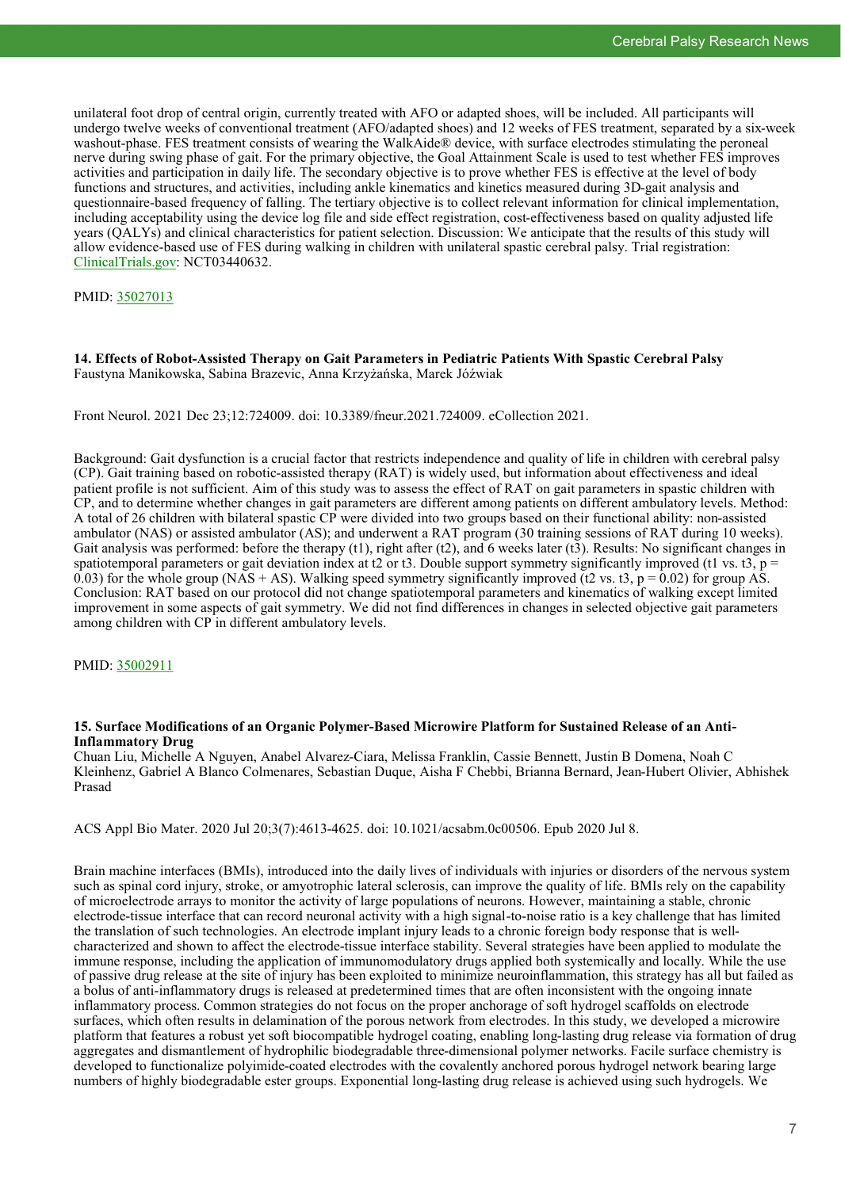unilateral foot drop of central origin, currently treated with AFO or adapted shoes, will be included. All participants will undergo twelve weeks of conventional treatment (AFO/adapted shoes) and 12 weeks of FES treatment, separated by a six-week washout-phase. FES treatment consists of wearing the WalkAide® device, with surface electrodes stimulating the peroneal nerve during swing phase of gait. For the primary objective, the Goal Attainment Scale is used to test whether FES improves activities and participation in daily life. The secondary objective is to prove whether FES is effective at the level of body functions and structures, and activities, including ankle kinematics and kinetics measured during 3D-gait analysis and questionnaire-based frequency of falling. The tertiary objective is to collect relevant information for clinical implementation, including acceptability using the device log file and side effect registration, cost-effectiveness based on quality adjusted life years (QALYs) and clinical characteristics for patient selection. Discussion: We anticipate that the results of this study will allow evidence-based use of FES during walking in children with unilateral spastic cerebral palsy. Trial registration: ClinicalTrials.gov: NCT03440632.

PMID: 35027013

**14. Effects of Robot-Assisted Therapy on Gait Parameters in Pediatric Patients With Spastic Cerebral Palsy**
Faustyna Manikowska, Sabina Brazevic, Anna Krzyżańska, Marek Jóźwiak

Front Neurol. 2021 Dec 23;12:724009. doi: 10.3389/fneur.2021.724009. eCollection 2021.

Background: Gait dysfunction is a crucial factor that restricts independence and quality of life in children with cerebral palsy (CP). Gait training based on robotic-assisted therapy (RAT) is widely used, but information about effectiveness and ideal patient profile is not sufficient. Aim of this study was to assess the effect of RAT on gait parameters in spastic children with CP, and to determine whether changes in gait parameters are different among patients on different ambulatory levels. Method: A total of 26 children with bilateral spastic CP were divided into two groups based on their functional ability: non-assisted ambulator (NAS) or assisted ambulator (AS); and underwent a RAT program (30 training sessions of RAT during 10 weeks). Gait analysis was performed: before the therapy (t1), right after (t2), and 6 weeks later (t3). Results: No significant changes in spatiotemporal parameters or gait deviation index at t2 or t3. Double support symmetry significantly improved (t1 vs. t3, $p = 0.03$) for the whole group (NAS + AS). Walking speed symmetry significantly improved (t2 vs. t3, $p = 0.02$) for group AS. Conclusion: RAT based on our protocol did not change spatiotemporal parameters and kinematics of walking except limited improvement in some aspects of gait symmetry. We did not find differences in changes in selected objective gait parameters among children with CP in different ambulatory levels.

PMID: 35002911

**15. Surface Modifications of an Organic Polymer-Based Microwire Platform for Sustained Release of an Anti-Inflammatory Drug**
Chuan Liu, Michelle A Nguyen, Anabel Alvarez-Ciara, Melissa Franklin, Cassie Bennett, Justin B Domena, Noah C Kleinhenz, Gabriel A Blanco Colmenares, Sebastian Duque, Aisha F Chebbi, Brianna Bernard, Jean-Hubert Olivier, Abhishek Prasad

ACS Appl Bio Mater. 2020 Jul 20;3(7):4613-4625. doi: 10.1021/acsabm.0c00506. Epub 2020 Jul 8.

Brain machine interfaces (BMIs), introduced into the daily lives of individuals with injuries or disorders of the nervous system such as spinal cord injury, stroke, or amyotrophic lateral sclerosis, can improve the quality of life. BMIs rely on the capability of microelectrode arrays to monitor the activity of large populations of neurons. However, maintaining a stable, chronic electrode-tissue interface that can record neuronal activity with a high signal-to-noise ratio is a key challenge that has limited the translation of such technologies. An electrode implant injury leads to a chronic foreign body response that is well-characterized and shown to affect the electrode-tissue interface stability. Several strategies have been applied to modulate the immune response, including the application of immunomodulatory drugs applied both systemically and locally. While the use of passive drug release at the site of injury has been exploited to minimize neuroinflammation, this strategy has all but failed as a bolus of anti-inflammatory drugs is released at predetermined times that are often inconsistent with the ongoing innate inflammatory process. Common strategies do not focus on the proper anchorage of soft hydrogel scaffolds on electrode surfaces, which often results in delamination of the porous network from electrodes. In this study, we developed a microwire platform that features a robust yet soft biocompatible hydrogel coating, enabling long-lasting drug release via formation of drug aggregates and dismantlement of hydrophilic biodegradable three-dimensional polymer networks. Facile surface chemistry is developed to functionalize polyimide-coated electrodes with the covalently anchored porous hydrogel network bearing large numbers of highly biodegradable ester groups. Exponential long-lasting drug release is achieved using such hydrogels. We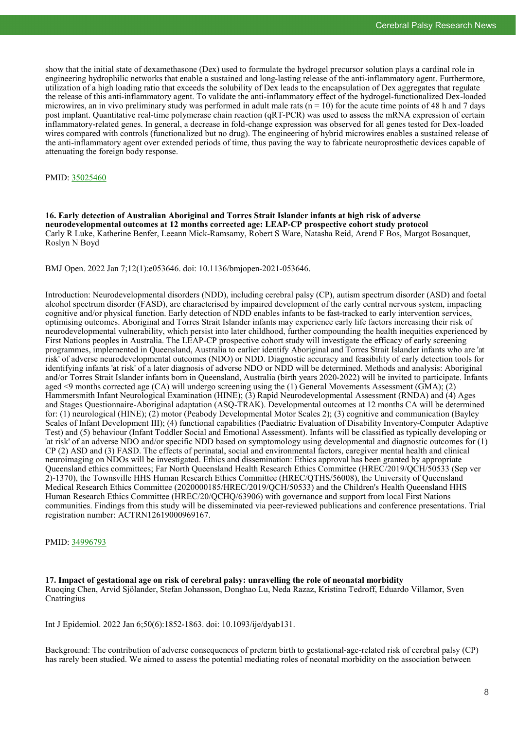show that the initial state of dexamethasone (Dex) used to formulate the hydrogel precursor solution plays a cardinal role in engineering hydrophilic networks that enable a sustained and long-lasting release of the anti-inflammatory agent. Furthermore, utilization of a high loading ratio that exceeds the solubility of Dex leads to the encapsulation of Dex aggregates that regulate the release of this anti-inflammatory agent. To validate the anti-inflammatory effect of the hydrogel-functionalized Dex-loaded microwires, an in vivo preliminary study was performed in adult male rats (n = 10) for the acute time points of 48 h and 7 days post implant. Quantitative real-time polymerase chain reaction (qRT-PCR) was used to assess the mRNA expression of certain inflammatory-related genes. In general, a decrease in fold-change expression was observed for all genes tested for Dex-loaded wires compared with controls (functionalized but no drug). The engineering of hybrid microwires enables a sustained release of the anti-inflammatory agent over extended periods of time, thus paving the way to fabricate neuroprosthetic devices capable of attenuating the foreign body response.

PMID: 35025460

**16. Early detection of Australian Aboriginal and Torres Strait Islander infants at high risk of adverse neurodevelopmental outcomes at 12 months corrected age: LEAP-CP prospective cohort study protocol**
Carly R Luke, Katherine Benfer, Leeann Mick-Ramsamy, Robert S Ware, Natasha Reid, Arend F Bos, Margot Bosanquet, Roslyn N Boyd

BMJ Open. 2022 Jan 7;12(1):e053646. doi: 10.1136/bmjopen-2021-053646.

Introduction: Neurodevelopmental disorders (NDD), including cerebral palsy (CP), autism spectrum disorder (ASD) and foetal alcohol spectrum disorder (FASD), are characterised by impaired development of the early central nervous system, impacting cognitive and/or physical function. Early detection of NDD enables infants to be fast-tracked to early intervention services, optimising outcomes. Aboriginal and Torres Strait Islander infants may experience early life factors increasing their risk of neurodevelopmental vulnerability, which persist into later childhood, further compounding the health inequities experienced by First Nations peoples in Australia. The LEAP-CP prospective cohort study will investigate the efficacy of early screening programmes, implemented in Queensland, Australia to earlier identify Aboriginal and Torres Strait Islander infants who are 'at risk' of adverse neurodevelopmental outcomes (NDO) or NDD. Diagnostic accuracy and feasibility of early detection tools for identifying infants 'at risk' of a later diagnosis of adverse NDO or NDD will be determined. Methods and analysis: Aboriginal and/or Torres Strait Islander infants born in Queensland, Australia (birth years 2020-2022) will be invited to participate. Infants aged <9 months corrected age (CA) will undergo screening using the (1) General Movements Assessment (GMA); (2) Hammersmith Infant Neurological Examination (HINE); (3) Rapid Neurodevelopmental Assessment (RNDA) and (4) Ages and Stages Questionnaire-Aboriginal adaptation (ASQ-TRAK). Developmental outcomes at 12 months CA will be determined for: (1) neurological (HINE); (2) motor (Peabody Developmental Motor Scales 2); (3) cognitive and communication (Bayley Scales of Infant Development III); (4) functional capabilities (Paediatric Evaluation of Disability Inventory-Computer Adaptive Test) and (5) behaviour (Infant Toddler Social and Emotional Assessment). Infants will be classified as typically developing or 'at risk' of an adverse NDO and/or specific NDD based on symptomology using developmental and diagnostic outcomes for (1) CP (2) ASD and (3) FASD. The effects of perinatal, social and environmental factors, caregiver mental health and clinical neuroimaging on NDOs will be investigated. Ethics and dissemination: Ethics approval has been granted by appropriate Queensland ethics committees; Far North Queensland Health Research Ethics Committee (HREC/2019/QCH/50533 (Sep ver 2)-1370), the Townsville HHS Human Research Ethics Committee (HREC/QTHS/56008), the University of Queensland Medical Research Ethics Committee (2020000185/HREC/2019/QCH/50533) and the Children's Health Queensland HHS Human Research Ethics Committee (HREC/20/QCHQ/63906) with governance and support from local First Nations communities. Findings from this study will be disseminated via peer-reviewed publications and conference presentations. Trial registration number: ACTRN12619000969167.

PMID: 34996793

**17. Impact of gestational age on risk of cerebral palsy: unravelling the role of neonatal morbidity**
Ruoqing Chen, Arvid Sjölander, Stefan Johansson, Donghao Lu, Neda Razaz, Kristina Tedroff, Eduardo Villamor, Sven Cnattingius

Int J Epidemiol. 2022 Jan 6;50(6):1852-1863. doi: 10.1093/ije/dyab131.

Background: The contribution of adverse consequences of preterm birth to gestational-age-related risk of cerebral palsy (CP) has rarely been studied. We aimed to assess the potential mediating roles of neonatal morbidity on the association between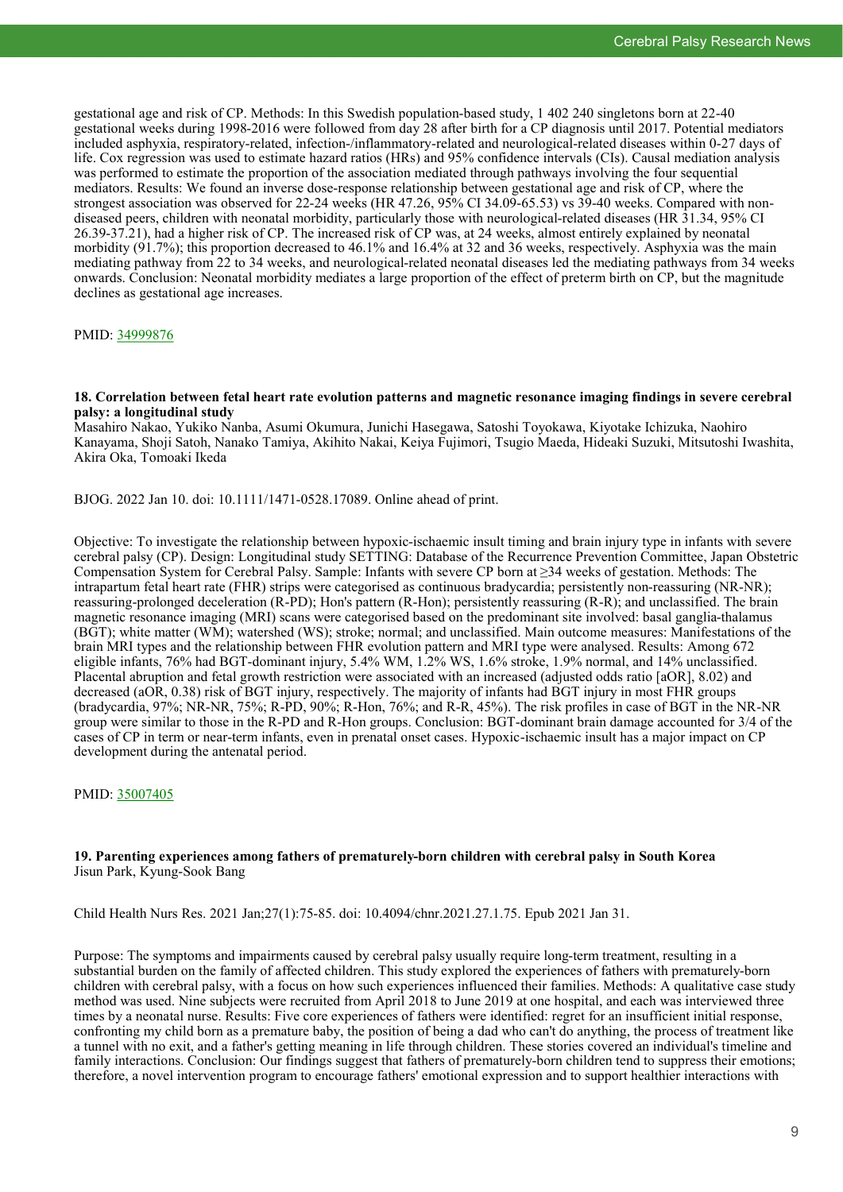gestational age and risk of CP. Methods: In this Swedish population-based study, 1 402 240 singletons born at 22-40 gestational weeks during 1998-2016 were followed from day 28 after birth for a CP diagnosis until 2017. Potential mediators included asphyxia, respiratory-related, infection-/inflammatory-related and neurological-related diseases within 0-27 days of life. Cox regression was used to estimate hazard ratios (HRs) and 95% confidence intervals (CIs). Causal mediation analysis was performed to estimate the proportion of the association mediated through pathways involving the four sequential mediators. Results: We found an inverse dose-response relationship between gestational age and risk of CP, where the strongest association was observed for 22-24 weeks (HR 47.26, 95% CI 34.09-65.53) vs 39-40 weeks. Compared with non-diseased peers, children with neonatal morbidity, particularly those with neurological-related diseases (HR 31.34, 95% CI 26.39-37.21), had a higher risk of CP. The increased risk of CP was, at 24 weeks, almost entirely explained by neonatal morbidity (91.7%); this proportion decreased to 46.1% and 16.4% at 32 and 36 weeks, respectively. Asphyxia was the main mediating pathway from 22 to 34 weeks, and neurological-related neonatal diseases led the mediating pathways from 34 weeks onwards. Conclusion: Neonatal morbidity mediates a large proportion of the effect of preterm birth on CP, but the magnitude declines as gestational age increases.

PMID: 34999876

### 18. Correlation between fetal heart rate evolution patterns and magnetic resonance imaging findings in severe cerebral palsy: a longitudinal study

Masahiro Nakao, Yukiko Nanba, Asumi Okumura, Junichi Hasegawa, Satoshi Toyokawa, Kiyotake Ichizuka, Naohiro Kanayama, Shoji Satoh, Nanako Tamiya, Akihito Nakai, Keiya Fujimori, Tsugio Maeda, Hideaki Suzuki, Mitsutoshi Iwashita, Akira Oka, Tomoaki Ikeda

BJOG. 2022 Jan 10. doi: 10.1111/1471-0528.17089. Online ahead of print.

Objective: To investigate the relationship between hypoxic-ischaemic insult timing and brain injury type in infants with severe cerebral palsy (CP). Design: Longitudinal study SETTING: Database of the Recurrence Prevention Committee, Japan Obstetric Compensation System for Cerebral Palsy. Sample: Infants with severe CP born at ≥34 weeks of gestation. Methods: The intrapartum fetal heart rate (FHR) strips were categorised as continuous bradycardia; persistently non-reassuring (NR-NR); reassuring-prolonged deceleration (R-PD); Hon's pattern (R-Hon); persistently reassuring (R-R); and unclassified. The brain magnetic resonance imaging (MRI) scans were categorised based on the predominant site involved: basal ganglia-thalamus (BGT); white matter (WM); watershed (WS); stroke; normal; and unclassified. Main outcome measures: Manifestations of the brain MRI types and the relationship between FHR evolution pattern and MRI type were analysed. Results: Among 672 eligible infants, 76% had BGT-dominant injury, 5.4% WM, 1.2% WS, 1.6% stroke, 1.9% normal, and 14% unclassified. Placental abruption and fetal growth restriction were associated with an increased (adjusted odds ratio [aOR], 8.02) and decreased (aOR, 0.38) risk of BGT injury, respectively. The majority of infants had BGT injury in most FHR groups (bradycardia, 97%; NR-NR, 75%; R-PD, 90%; R-Hon, 76%; and R-R, 45%). The risk profiles in case of BGT in the NR-NR group were similar to those in the R-PD and R-Hon groups. Conclusion: BGT-dominant brain damage accounted for 3/4 of the cases of CP in term or near-term infants, even in prenatal onset cases. Hypoxic-ischaemic insult has a major impact on CP development during the antenatal period.

PMID: 35007405

### 19. Parenting experiences among fathers of prematurely-born children with cerebral palsy in South Korea

Jisun Park, Kyung-Sook Bang

Child Health Nurs Res. 2021 Jan;27(1):75-85. doi: 10.4094/chnr.2021.27.1.75. Epub 2021 Jan 31.

Purpose: The symptoms and impairments caused by cerebral palsy usually require long-term treatment, resulting in a substantial burden on the family of affected children. This study explored the experiences of fathers with prematurely-born children with cerebral palsy, with a focus on how such experiences influenced their families. Methods: A qualitative case study method was used. Nine subjects were recruited from April 2018 to June 2019 at one hospital, and each was interviewed three times by a neonatal nurse. Results: Five core experiences of fathers were identified: regret for an insufficient initial response, confronting my child born as a premature baby, the position of being a dad who can't do anything, the process of treatment like a tunnel with no exit, and a father's getting meaning in life through children. These stories covered an individual's timeline and family interactions. Conclusion: Our findings suggest that fathers of prematurely-born children tend to suppress their emotions; therefore, a novel intervention program to encourage fathers' emotional expression and to support healthier interactions with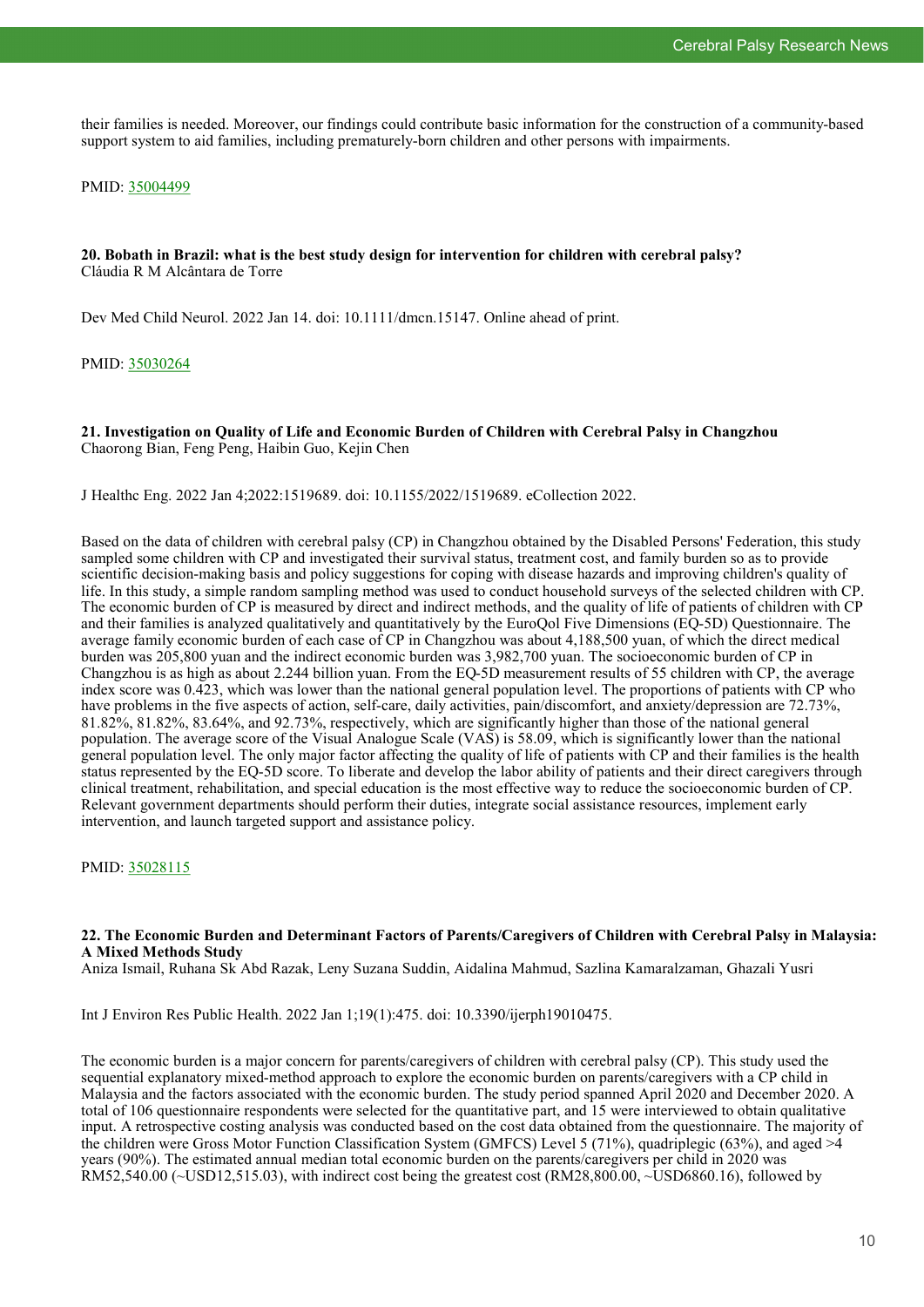their families is needed. Moreover, our findings could contribute basic information for the construction of a community-based support system to aid families, including prematurely-born children and other persons with impairments.

PMID: [35004499](35004499)

### 20. Bobath in Brazil: what is the best study design for intervention for children with cerebral palsy?

Cláudia R M Alcântara de Torre

Dev Med Child Neurol. 2022 Jan 14. doi: 10.1111/dmcn.15147. Online ahead of print.

PMID: [35030264](35030264)

### 21. Investigation on Quality of Life and Economic Burden of Children with Cerebral Palsy in Changzhou

Chaorong Bian, Feng Peng, Haibin Guo, Kejin Chen

J Healthc Eng. 2022 Jan 4;2022:1519689. doi: 10.1155/2022/1519689. eCollection 2022.

Based on the data of children with cerebral palsy (CP) in Changzhou obtained by the Disabled Persons' Federation, this study sampled some children with CP and investigated their survival status, treatment cost, and family burden so as to provide scientific decision-making basis and policy suggestions for coping with disease hazards and improving children's quality of life. In this study, a simple random sampling method was used to conduct household surveys of the selected children with CP. The economic burden of CP is measured by direct and indirect methods, and the quality of life of patients of children with CP and their families is analyzed qualitatively and quantitatively by the EuroQol Five Dimensions (EQ-5D) Questionnaire. The average family economic burden of each case of CP in Changzhou was about 4,188,500 yuan, of which the direct medical burden was 205,800 yuan and the indirect economic burden was 3,982,700 yuan. The socioeconomic burden of CP in Changzhou is as high as about 2.244 billion yuan. From the EQ-5D measurement results of 55 children with CP, the average index score was 0.423, which was lower than the national general population level. The proportions of patients with CP who have problems in the five aspects of action, self-care, daily activities, pain/discomfort, and anxiety/depression are 72.73%, 81.82%, 81.82%, 83.64%, and 92.73%, respectively, which are significantly higher than those of the national general population. The average score of the Visual Analogue Scale (VAS) is 58.09, which is significantly lower than the national general population level. The only major factor affecting the quality of life of patients with CP and their families is the health status represented by the EQ-5D score. To liberate and develop the labor ability of patients and their direct caregivers through clinical treatment, rehabilitation, and special education is the most effective way to reduce the socioeconomic burden of CP. Relevant government departments should perform their duties, integrate social assistance resources, implement early intervention, and launch targeted support and assistance policy.

PMID: [35028115](35028115)

### 22. The Economic Burden and Determinant Factors of Parents/Caregivers of Children with Cerebral Palsy in Malaysia: A Mixed Methods Study

Aniza Ismail, Ruhana Sk Abd Razak, Leny Suzana Suddin, Aidalina Mahmud, Sazlina Kamaralzaman, Ghazali Yusri

Int J Environ Res Public Health. 2022 Jan 1;19(1):475. doi: 10.3390/ijerph19010475.

The economic burden is a major concern for parents/caregivers of children with cerebral palsy (CP). This study used the sequential explanatory mixed-method approach to explore the economic burden on parents/caregivers with a CP child in Malaysia and the factors associated with the economic burden. The study period spanned April 2020 and December 2020. A total of 106 questionnaire respondents were selected for the quantitative part, and 15 were interviewed to obtain qualitative input. A retrospective costing analysis was conducted based on the cost data obtained from the questionnaire. The majority of the children were Gross Motor Function Classification System (GMFCS) Level 5 (71%), quadriplegic (63%), and aged >4 years (90%). The estimated annual median total economic burden on the parents/caregivers per child in 2020 was RM52,540.00 (~USD12,515.03), with indirect cost being the greatest cost (RM28,800.00, ~USD6860.16), followed by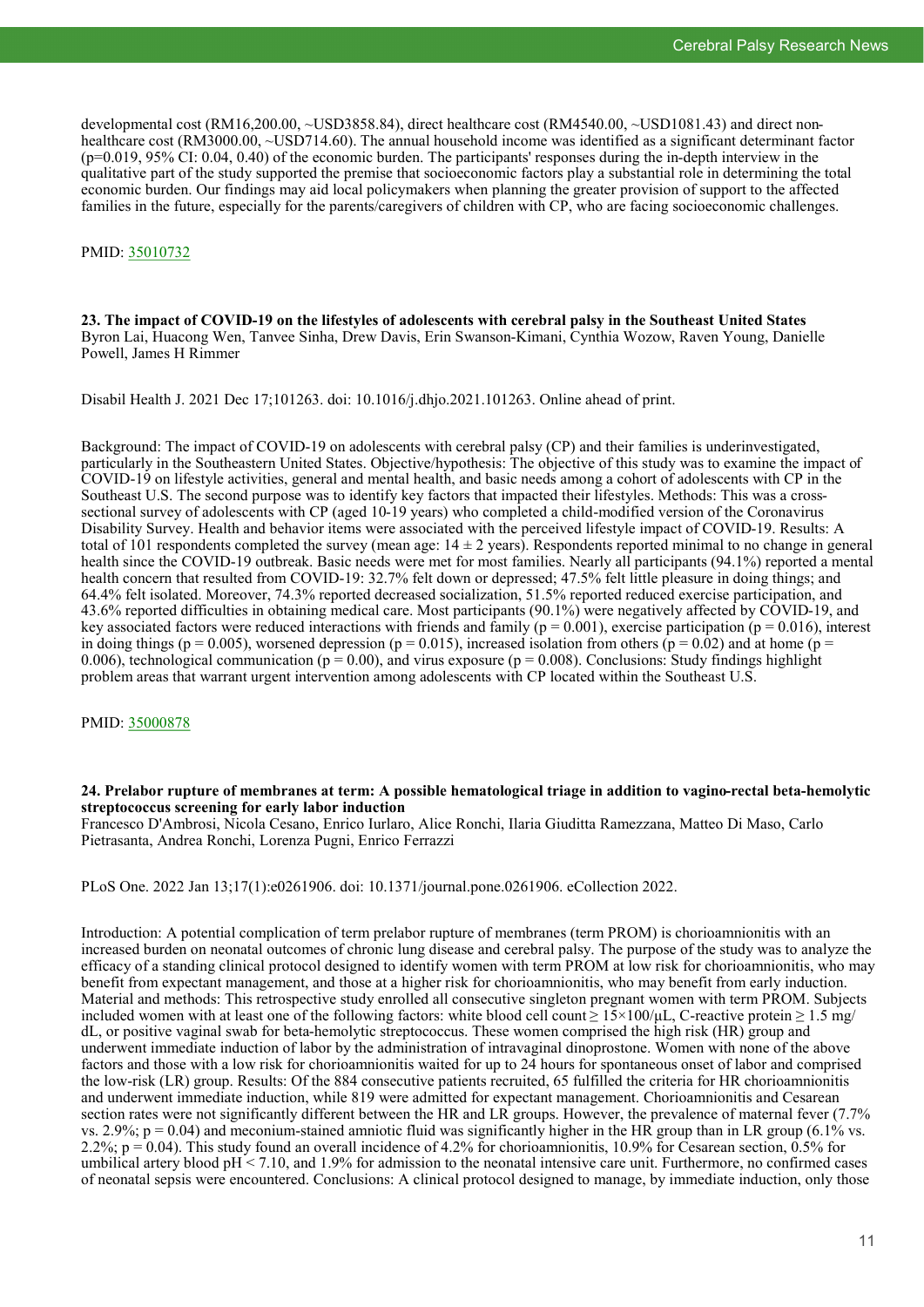developmental cost (RM16,200.00, ~USD3858.84), direct healthcare cost (RM4540.00, ~USD1081.43) and direct non-healthcare cost (RM3000.00, ~USD714.60). The annual household income was identified as a significant determinant factor ($p=0.019$, 95% CI: 0.04, 0.40) of the economic burden. The participants' responses during the in-depth interview in the qualitative part of the study supported the premise that socioeconomic factors play a substantial role in determining the total economic burden. Our findings may aid local policymakers when planning the greater provision of support to the affected families in the future, especially for the parents/caregivers of children with CP, who are facing socioeconomic challenges.

PMID: 35010732

**23. The impact of COVID-19 on the lifestyles of adolescents with cerebral palsy in the Southeast United States**
Byron Lai, Huacong Wen, Tanvee Sinha, Drew Davis, Erin Swanson-Kimani, Cynthia Wozow, Raven Young, Danielle Powell, James H Rimmer

Disabil Health J. 2021 Dec 17;101263. doi: 10.1016/j.dhjo.2021.101263. Online ahead of print.

Background: The impact of COVID-19 on adolescents with cerebral palsy (CP) and their families is underinvestigated, particularly in the Southeastern United States. Objective/hypothesis: The objective of this study was to examine the impact of COVID-19 on lifestyle activities, general and mental health, and basic needs among a cohort of adolescents with CP in the Southeast U.S. The second purpose was to identify key factors that impacted their lifestyles. Methods: This was a cross-sectional survey of adolescents with CP (aged 10-19 years) who completed a child-modified version of the Coronavirus Disability Survey. Health and behavior items were associated with the perceived lifestyle impact of COVID-19. Results: A total of 101 respondents completed the survey (mean age: $14 \pm 2$ years). Respondents reported minimal to no change in general health since the COVID-19 outbreak. Basic needs were met for most families. Nearly all participants (94.1%) reported a mental health concern that resulted from COVID-19: 32.7% felt down or depressed; 47.5% felt little pleasure in doing things; and 64.4% felt isolated. Moreover, 74.3% reported decreased socialization, 51.5% reported reduced exercise participation, and 43.6% reported difficulties in obtaining medical care. Most participants (90.1%) were negatively affected by COVID-19, and key associated factors were reduced interactions with friends and family ($p = 0.001$), exercise participation ($p = 0.016$), interest in doing things ($p = 0.005$), worsened depression ($p = 0.015$), increased isolation from others ($p = 0.02$) and at home ($p = 0.006$), technological communication ($p = 0.00$), and virus exposure ($p = 0.008$). Conclusions: Study findings highlight problem areas that warrant urgent intervention among adolescents with CP located within the Southeast U.S.

PMID: 35000878

**24. Prelabor rupture of membranes at term: A possible hematological triage in addition to vagino-rectal beta-hemolytic streptococcus screening for early labor induction**
Francesco D'Ambrosi, Nicola Cesano, Enrico Iurlaro, Alice Ronchi, Ilaria Giuditta Ramezzana, Matteo Di Maso, Carlo Pietrasanta, Andrea Ronchi, Lorenza Pugni, Enrico Ferrazzi

PLoS One. 2022 Jan 13;17(1):e0261906. doi: 10.1371/journal.pone.0261906. eCollection 2022.

Introduction: A potential complication of term prelabor rupture of membranes (term PROM) is chorioamnionitis with an increased burden on neonatal outcomes of chronic lung disease and cerebral palsy. The purpose of the study was to analyze the efficacy of a standing clinical protocol designed to identify women with term PROM at low risk for chorioamnionitis, who may benefit from expectant management, and those at a higher risk for chorioamnionitis, who may benefit from early induction. Material and methods: This retrospective study enrolled all consecutive singleton pregnant women with term PROM. Subjects included women with at least one of the following factors: white blood cell count $\geq 15\times100/\mu L$, C-reactive protein $\geq 1.5$ mg/dL, or positive vaginal swab for beta-hemolytic streptococcus. These women comprised the high risk (HR) group and underwent immediate induction of labor by the administration of intravaginal dinoprostone. Women with none of the above factors and those with a low risk for chorioamnionitis waited for up to 24 hours for spontaneous onset of labor and comprised the low-risk (LR) group. Results: Of the 884 consecutive patients recruited, 65 fulfilled the criteria for HR chorioamnionitis and underwent immediate induction, while 819 were admitted for expectant management. Chorioamnionitis and Cesarean section rates were not significantly different between the HR and LR groups. However, the prevalence of maternal fever (7.7% vs. 2.9%; $p = 0.04$) and meconium-stained amniotic fluid was significantly higher in the HR group than in LR group (6.1% vs. 2.2%; $p = 0.04$). This study found an overall incidence of 4.2% for chorioamnionitis, 10.9% for Cesarean section, 0.5% for umbilical artery blood pH $< 7.10$, and 1.9% for admission to the neonatal intensive care unit. Furthermore, no confirmed cases of neonatal sepsis were encountered. Conclusions: A clinical protocol designed to manage, by immediate induction, only those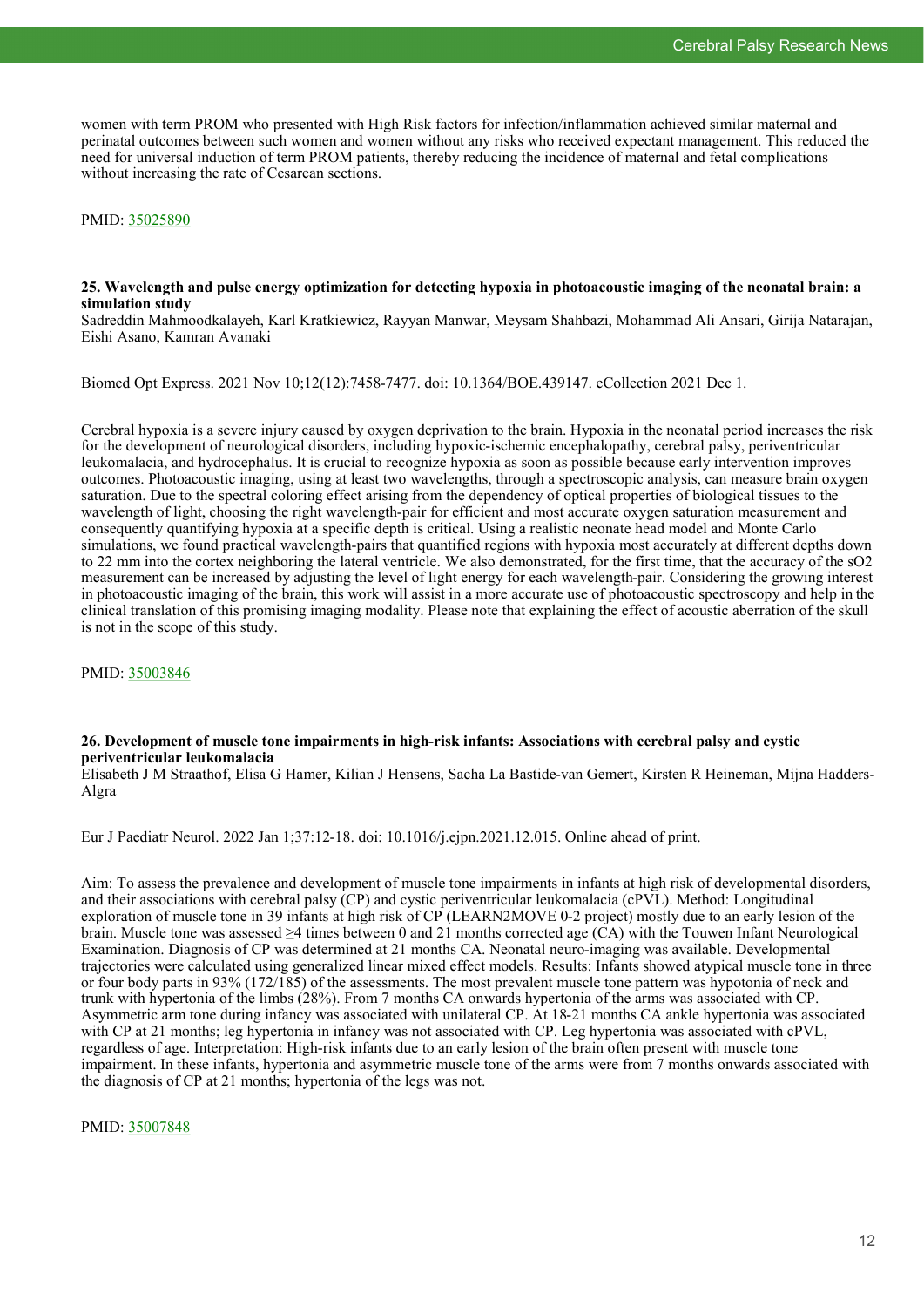women with term PROM who presented with High Risk factors for infection/inflammation achieved similar maternal and perinatal outcomes between such women and women without any risks who received expectant management. This reduced the need for universal induction of term PROM patients, thereby reducing the incidence of maternal and fetal complications without increasing the rate of Cesarean sections.

PMID: 35025890

### 25. Wavelength and pulse energy optimization for detecting hypoxia in photoacoustic imaging of the neonatal brain: a simulation study

Sadreddin Mahmoodkalayeh, Karl Kratkiewicz, Rayyan Manwar, Meysam Shahbazi, Mohammad Ali Ansari, Girija Natarajan, Eishi Asano, Kamran Avanaki

Biomed Opt Express. 2021 Nov 10;12(12):7458-7477. doi: 10.1364/BOE.439147. eCollection 2021 Dec 1.

Cerebral hypoxia is a severe injury caused by oxygen deprivation to the brain. Hypoxia in the neonatal period increases the risk for the development of neurological disorders, including hypoxic-ischemic encephalopathy, cerebral palsy, periventricular leukomalacia, and hydrocephalus. It is crucial to recognize hypoxia as soon as possible because early intervention improves outcomes. Photoacoustic imaging, using at least two wavelengths, through a spectroscopic analysis, can measure brain oxygen saturation. Due to the spectral coloring effect arising from the dependency of optical properties of biological tissues to the wavelength of light, choosing the right wavelength-pair for efficient and most accurate oxygen saturation measurement and consequently quantifying hypoxia at a specific depth is critical. Using a realistic neonate head model and Monte Carlo simulations, we found practical wavelength-pairs that quantified regions with hypoxia most accurately at different depths down to 22 mm into the cortex neighboring the lateral ventricle. We also demonstrated, for the first time, that the accuracy of the $sO_2$ measurement can be increased by adjusting the level of light energy for each wavelength-pair. Considering the growing interest in photoacoustic imaging of the brain, this work will assist in a more accurate use of photoacoustic spectroscopy and help in the clinical translation of this promising imaging modality. Please note that explaining the effect of acoustic aberration of the skull is not in the scope of this study.

PMID: 35003846

### 26. Development of muscle tone impairments in high-risk infants: Associations with cerebral palsy and cystic periventricular leukomalacia

Elisabeth J M Straathof, Elisa G Hamer, Kilian J Hensens, Sacha La Bastide-van Gemert, Kirsten R Heineman, Mijna Hadders-Algra

Eur J Paediatr Neurol. 2022 Jan 1;37:12-18. doi: 10.1016/j.ejpn.2021.12.015. Online ahead of print.

Aim: To assess the prevalence and development of muscle tone impairments in infants at high risk of developmental disorders, and their associations with cerebral palsy (CP) and cystic periventricular leukomalacia (cPVL). Method: Longitudinal exploration of muscle tone in 39 infants at high risk of CP (LEARN2MOVE 0-2 project) mostly due to an early lesion of the brain. Muscle tone was assessed ≥4 times between 0 and 21 months corrected age (CA) with the Touwen Infant Neurological Examination. Diagnosis of CP was determined at 21 months CA. Neonatal neuro-imaging was available. Developmental trajectories were calculated using generalized linear mixed effect models. Results: Infants showed atypical muscle tone in three or four body parts in 93% (172/185) of the assessments. The most prevalent muscle tone pattern was hypotonia of neck and trunk with hypertonia of the limbs (28%). From 7 months CA onwards hypertonia of the arms was associated with CP. Asymmetric arm tone during infancy was associated with unilateral CP. At 18-21 months CA ankle hypertonia was associated with CP at 21 months; leg hypertonia in infancy was not associated with CP. Leg hypertonia was associated with cPVL, regardless of age. Interpretation: High-risk infants due to an early lesion of the brain often present with muscle tone impairment. In these infants, hypertonia and asymmetric muscle tone of the arms were from 7 months onwards associated with the diagnosis of CP at 21 months; hypertonia of the legs was not.

PMID: 35007848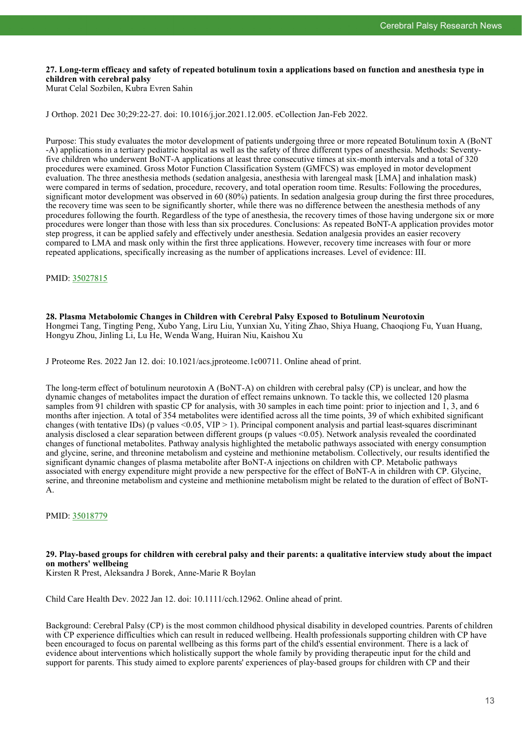**27. Long-term efficacy and safety of repeated botulinum toxin a applications based on function and anesthesia type in children with cerebral palsy**
Murat Celal Sozbilen, Kubra Evren Sahin

J Orthop. 2021 Dec 30;29:22-27. doi: 10.1016/j.jor.2021.12.005. eCollection Jan-Feb 2022.

Purpose: This study evaluates the motor development of patients undergoing three or more repeated Botulinum toxin A (BoNT -A) applications in a tertiary pediatric hospital as well as the safety of three different types of anesthesia. Methods: Seventy-five children who underwent BoNT-A applications at least three consecutive times at six-month intervals and a total of 320 procedures were examined. Gross Motor Function Classification System (GMFCS) was employed in motor development evaluation. The three anesthesia methods (sedation analgesia, anesthesia with larengeal mask [LMA] and inhalation mask) were compared in terms of sedation, procedure, recovery, and total operation room time. Results: Following the procedures, significant motor development was observed in 60 (80%) patients. In sedation analgesia group during the first three procedures, the recovery time was seen to be significantly shorter, while there was no difference between the anesthesia methods of any procedures following the fourth. Regardless of the type of anesthesia, the recovery times of those having undergone six or more procedures were longer than those with less than six procedures. Conclusions: As repeated BoNT-A application provides motor step progress, it can be applied safely and effectively under anesthesia. Sedation analgesia provides an easier recovery compared to LMA and mask only within the first three applications. However, recovery time increases with four or more repeated applications, specifically increasing as the number of applications increases. Level of evidence: III.

PMID: [35027815](https://pubmed.ncbi.nlm.nih.gov/35027815)

**28. Plasma Metabolomic Changes in Children with Cerebral Palsy Exposed to Botulinum Neurotoxin**
Hongmei Tang, Tingting Peng, Xubo Yang, Liru Liu, Yunxian Xu, Yiting Zhao, Shiya Huang, Chaoqiong Fu, Yuan Huang, Hongyu Zhou, Jinling Li, Lu He, Wenda Wang, Huiran Niu, Kaishou Xu

J Proteome Res. 2022 Jan 12. doi: 10.1021/acs.jproteome.1c00711. Online ahead of print.

The long-term effect of botulinum neurotoxin A (BoNT-A) on children with cerebral palsy (CP) is unclear, and how the dynamic changes of metabolites impact the duration of effect remains unknown. To tackle this, we collected 120 plasma samples from 91 children with spastic CP for analysis, with 30 samples in each time point: prior to injection and 1, 3, and 6 months after injection. A total of 354 metabolites were identified across all the time points, 39 of which exhibited significant changes (with tentative IDs) (p values <0.05, VIP > 1). Principal component analysis and partial least-squares discriminant analysis disclosed a clear separation between different groups (p values <0.05). Network analysis revealed the coordinated changes of functional metabolites. Pathway analysis highlighted the metabolic pathways associated with energy consumption and glycine, serine, and threonine metabolism and cysteine and methionine metabolism. Collectively, our results identified the significant dynamic changes of plasma metabolite after BoNT-A injections on children with CP. Metabolic pathways associated with energy expenditure might provide a new perspective for the effect of BoNT-A in children with CP. Glycine, serine, and threonine metabolism and cysteine and methionine metabolism might be related to the duration of effect of BoNT-A.

PMID: [35018779](https://pubmed.ncbi.nlm.nih.gov/35018779)

**29. Play-based groups for children with cerebral palsy and their parents: a qualitative interview study about the impact on mothers' wellbeing**
Kirsten R Prest, Aleksandra J Borek, Anne-Marie R Boylan

Child Care Health Dev. 2022 Jan 12. doi: 10.1111/cch.12962. Online ahead of print.

Background: Cerebral Palsy (CP) is the most common childhood physical disability in developed countries. Parents of children with CP experience difficulties which can result in reduced wellbeing. Health professionals supporting children with CP have been encouraged to focus on parental wellbeing as this forms part of the child's essential environment. There is a lack of evidence about interventions which holistically support the whole family by providing therapeutic input for the child and support for parents. This study aimed to explore parents' experiences of play-based groups for children with CP and their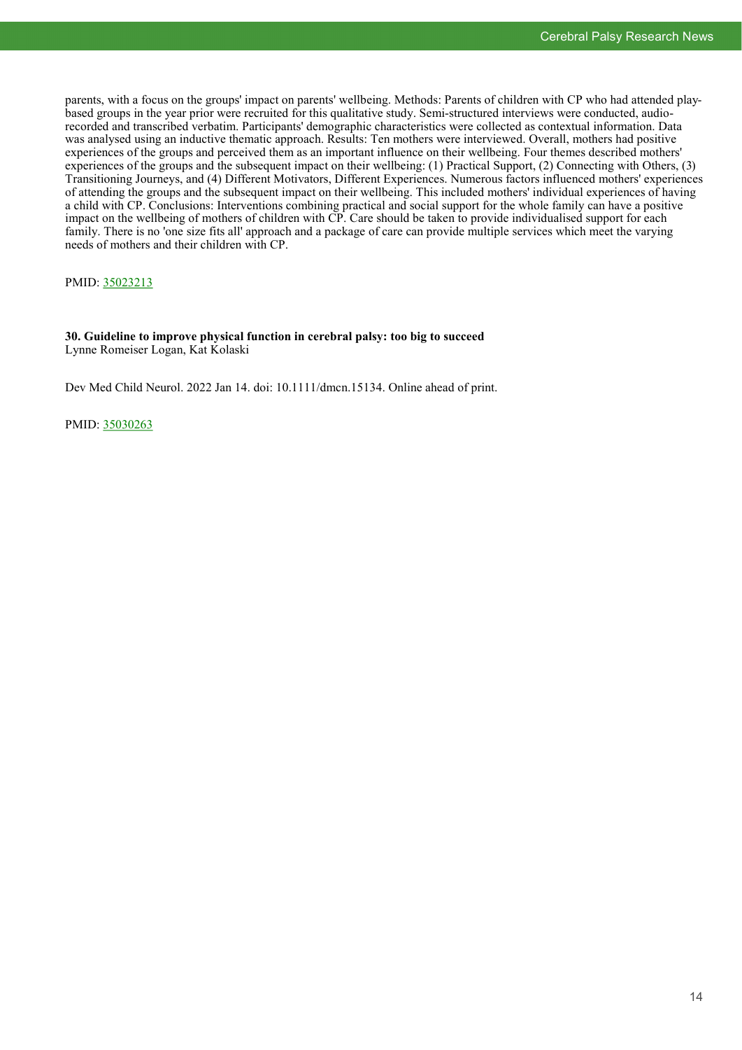parents, with a focus on the groups' impact on parents' wellbeing. Methods: Parents of children with CP who had attended play-based groups in the year prior were recruited for this qualitative study. Semi-structured interviews were conducted, audio-recorded and transcribed verbatim. Participants' demographic characteristics were collected as contextual information. Data was analysed using an inductive thematic approach. Results: Ten mothers were interviewed. Overall, mothers had positive experiences of the groups and perceived them as an important influence on their wellbeing. Four themes described mothers' experiences of the groups and the subsequent impact on their wellbeing: (1) Practical Support, (2) Connecting with Others, (3) Transitioning Journeys, and (4) Different Motivators, Different Experiences. Numerous factors influenced mothers' experiences of attending the groups and the subsequent impact on their wellbeing. This included mothers' individual experiences of having a child with CP. Conclusions: Interventions combining practical and social support for the whole family can have a positive impact on the wellbeing of mothers of children with CP. Care should be taken to provide individualised support for each family. There is no 'one size fits all' approach and a package of care can provide multiple services which meet the varying needs of mothers and their children with CP.

PMID: [35023213](https://pubmed.ncbi.nlm.nih.gov/35023213)

**30. Guideline to improve physical function in cerebral palsy: too big to succeed**
Lynne Romeiser Logan, Kat Kolaski

Dev Med Child Neurol. 2022 Jan 14. doi: 10.1111/dmcn.15134. Online ahead of print.

PMID: [35030263](https://pubmed.ncbi.nlm.nih.gov/35030263)